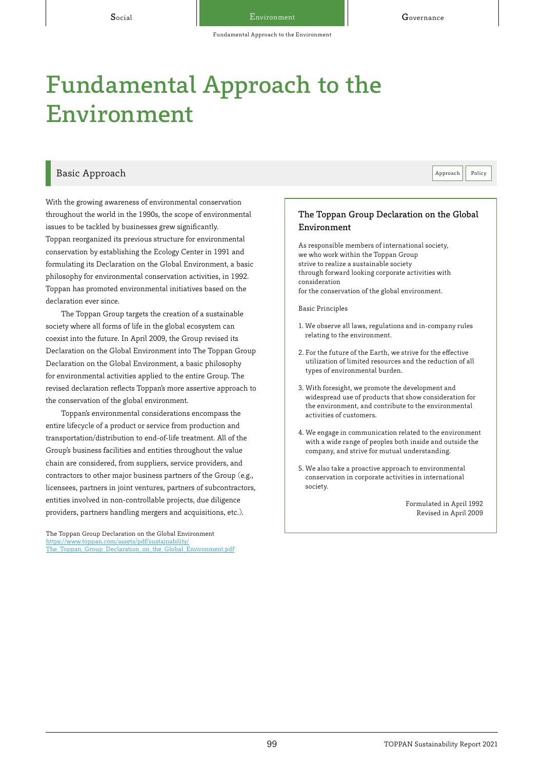# Fundamental Approach to the Environment

## Basic Approach

Approach | Policy

With the growing awareness of environmental conservation throughout the world in the 1990s, the scope of environmental issues to be tackled by businesses grew significantly.
Toppan reorganized its previous structure for environmental conservation by establishing the Ecology Center in 1991 and formulating its Declaration on the Global Environment, a basic philosophy for environmental conservation activities, in 1992. Toppan has promoted environmental initiatives based on the declaration ever since.

The Toppan Group targets the creation of a sustainable society where all forms of life in the global ecosystem can coexist into the future. In April 2009, the Group revised its Declaration on the Global Environment into The Toppan Group Declaration on the Global Environment, a basic philosophy for environmental activities applied to the entire Group. The revised declaration reflects Toppan's more assertive approach to the conservation of the global environment.

Toppan's environmental considerations encompass the entire lifecycle of a product or service from production and transportation/distribution to end-of-life treatment. All of the Group's business facilities and entities throughout the value chain are considered, from suppliers, service providers, and contractors to other major business partners of the Group (e.g., licensees, partners in joint ventures, partners of subcontractors, entities involved in non-controllable projects, due diligence providers, partners handling mergers and acquisitions, etc.).

The Toppan Group Declaration on the Global Environment
https://www.toppan.com/assets/pdf/sustainability/The_Toppan_Group_Declaration_on_the_Global_Environment.pdf

### The Toppan Group Declaration on the Global Environment

As responsible members of international society,
we who work within the Toppan Group
strive to realize a sustainable society
through forward looking corporate activities with consideration
for the conservation of the global environment.

Basic Principles

1. We observe all laws, regulations and in-company rules relating to the environment.
2. For the future of the Earth, we strive for the effective utilization of limited resources and the reduction of all types of environmental burden.
3. With foresight, we promote the development and widespread use of products that show consideration for the environment, and contribute to the environmental activities of customers.
4. We engage in communication related to the environment with a wide range of peoples both inside and outside the company, and strive for mutual understanding.
5. We also take a proactive approach to environmental conservation in corporate activities in international society.

Formulated in April 1992
Revised in April 2009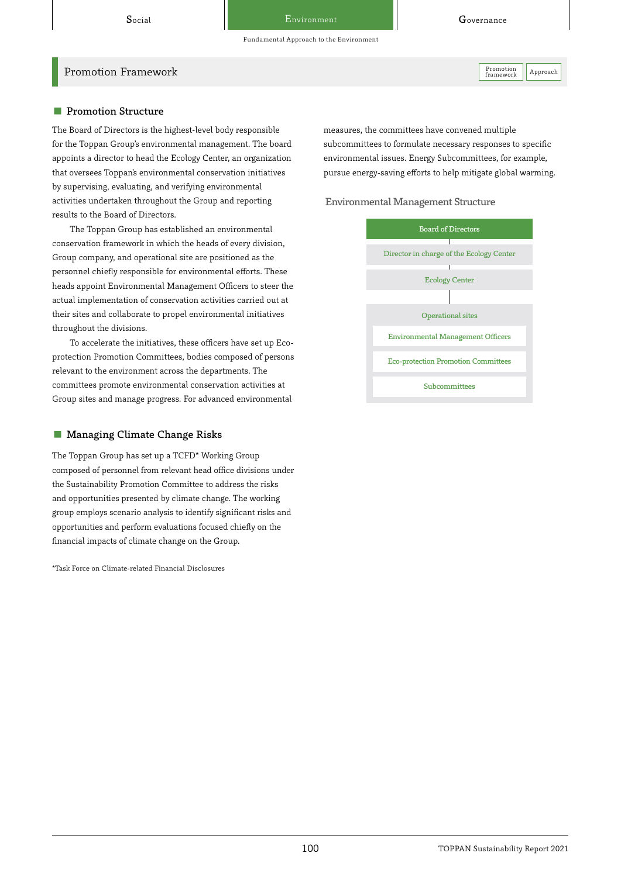## Promotion Framework

### Promotion Structure

The Board of Directors is the highest-level body responsible for the Toppan Group's environmental management. The board appoints a director to head the Ecology Center, an organization that oversees Toppan's environmental conservation initiatives by supervising, evaluating, and verifying environmental activities undertaken throughout the Group and reporting results to the Board of Directors.

The Toppan Group has established an environmental conservation framework in which the heads of every division, Group company, and operational site are positioned as the personnel chiefly responsible for environmental efforts. These heads appoint Environmental Management Officers to steer the actual implementation of conservation activities carried out at their sites and collaborate to propel environmental initiatives throughout the divisions.

To accelerate the initiatives, these officers have set up Eco-protection Promotion Committees, bodies composed of persons relevant to the environment across the departments. The committees promote environmental conservation activities at Group sites and manage progress. For advanced environmental measures, the committees have convened multiple subcommittees to formulate necessary responses to specific environmental issues. Energy Subcommittees, for example, pursue energy-saving efforts to help mitigate global warming.

#### Environmental Management Structure

- Board of Directors
- Director in charge of the Ecology Center
- Ecology Center
- Operational sites
  - Environmental Management Officers
  - Eco-protection Promotion Committees
  - Subcommittees

### Managing Climate Change Risks

The Toppan Group has set up a TCFD* Working Group composed of personnel from relevant head office divisions under the Sustainability Promotion Committee to address the risks and opportunities presented by climate change. The working group employs scenario analysis to identify significant risks and opportunities and perform evaluations focused chiefly on the financial impacts of climate change on the Group.

*Task Force on Climate-related Financial Disclosures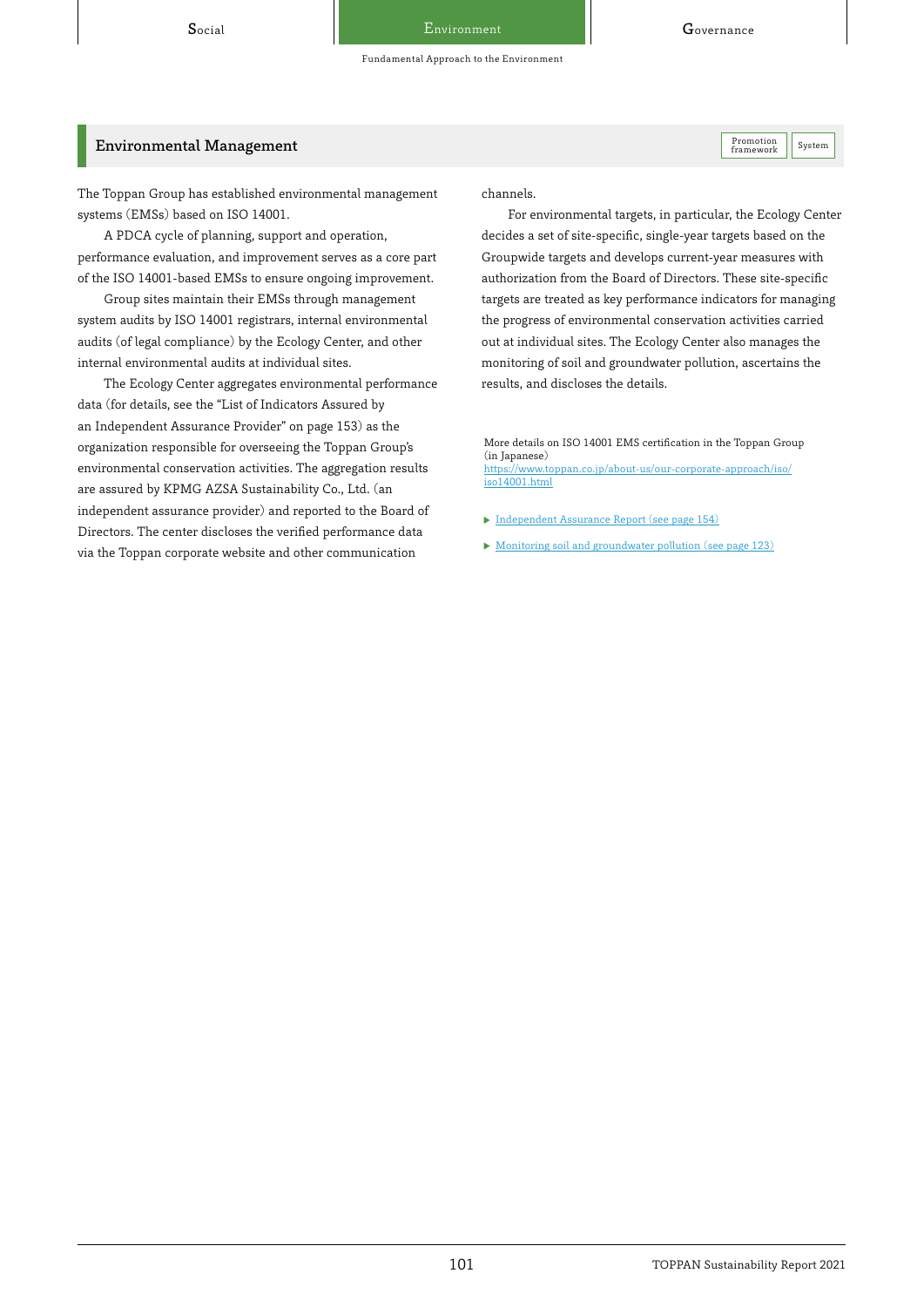## Environmental Management

Promotion framework | System

The Toppan Group has established environmental management systems (EMSs) based on ISO 14001.

A PDCA cycle of planning, support and operation, performance evaluation, and improvement serves as a core part of the ISO 14001-based EMSs to ensure ongoing improvement.

Group sites maintain their EMSs through management system audits by ISO 14001 registrars, internal environmental audits (of legal compliance) by the Ecology Center, and other internal environmental audits at individual sites.

The Ecology Center aggregates environmental performance data (for details, see the “List of Indicators Assured by an Independent Assurance Provider” on page 153) as the organization responsible for overseeing the Toppan Group’s environmental conservation activities. The aggregation results are assured by KPMG AZSA Sustainability Co., Ltd. (an independent assurance provider) and reported to the Board of Directors. The center discloses the verified performance data via the Toppan corporate website and other communication channels.

For environmental targets, in particular, the Ecology Center decides a set of site-specific, single-year targets based on the Groupwide targets and develops current-year measures with authorization from the Board of Directors. These site-specific targets are treated as key performance indicators for managing the progress of environmental conservation activities carried out at individual sites. The Ecology Center also manages the monitoring of soil and groundwater pollution, ascertains the results, and discloses the details.

More details on ISO 14001 EMS certification in the Toppan Group (in Japanese)
https://www.toppan.co.jp/about-us/our-corporate-approach/iso/iso14001.html

▶ Independent Assurance Report (see page 154)

▶ Monitoring soil and groundwater pollution (see page 123)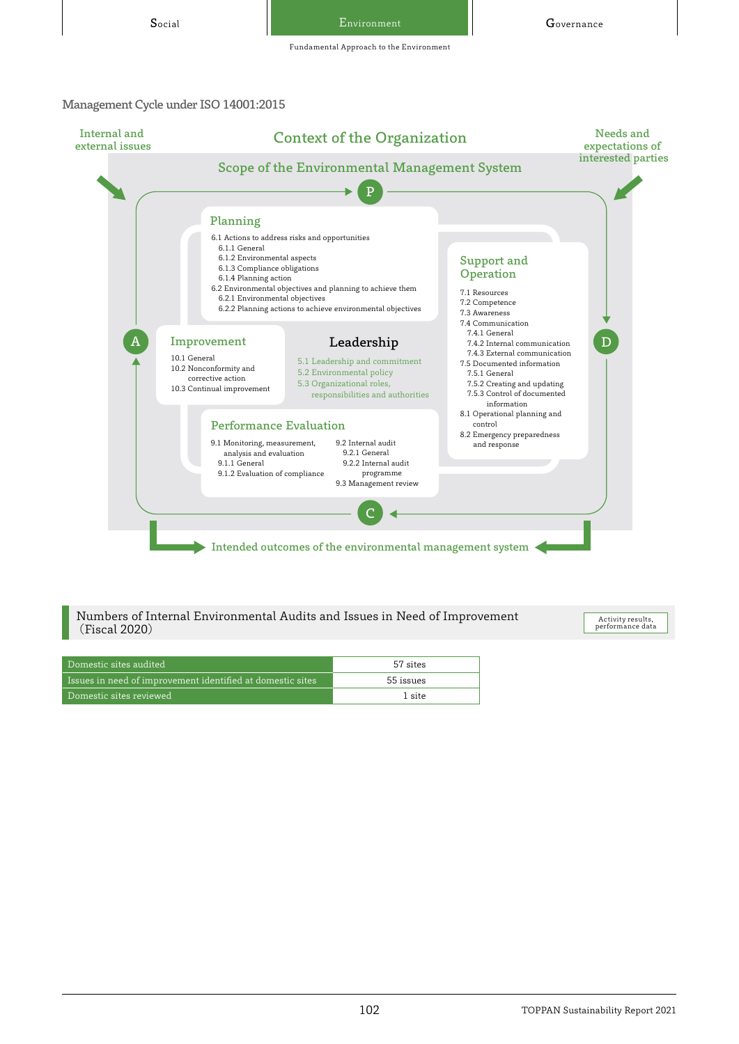## Management Cycle under ISO 14001:2015

Internal and external issues

**Context of the Organization**

Needs and expectations of interested parties

**Scope of the Environmental Management System**

P

### Planning

- 6.1 Actions to address risks and opportunities
  - 6.1.1 General
  - 6.1.2 Environmental aspects
  - 6.1.3 Compliance obligations
  - 6.1.4 Planning action
- 6.2 Environmental objectives and planning to achieve them
  - 6.2.1 Environmental objectives
  - 6.2.2 Planning actions to achieve environmental objectives

### Support and Operation

- 7.1 Resources
- 7.2 Competence
- 7.3 Awareness
- 7.4 Communication
  - 7.4.1 General
  - 7.4.2 Internal communication
  - 7.4.3 External communication
- 7.5 Documented information
  - 7.5.1 General
  - 7.5.2 Creating and updating
  - 7.5.3 Control of documented information
- 8.1 Operational planning and control
- 8.2 Emergency preparedness and response

D

### Leadership

- 5.1 Leadership and commitment
- 5.2 Environmental policy
- 5.3 Organizational roles, responsibilities and authorities

A

### Improvement

- 10.1 General
- 10.2 Nonconformity and corrective action
- 10.3 Continual improvement

### Performance Evaluation

- 9.1 Monitoring, measurement, analysis and evaluation
  - 9.1.1 General
  - 9.1.2 Evaluation of compliance
- 9.2 Internal audit
  - 9.2.1 General
  - 9.2.2 Internal audit programme
- 9.3 Management review

C

Intended outcomes of the environmental management system

## Numbers of Internal Environmental Audits and Issues in Need of Improvement (Fiscal 2020)

Activity results, performance data

| Item | Number |
|---|---|
| Domestic sites audited | 57 sites |
| Issues in need of improvement identified at domestic sites | 55 issues |
| Domestic sites reviewed | 1 site |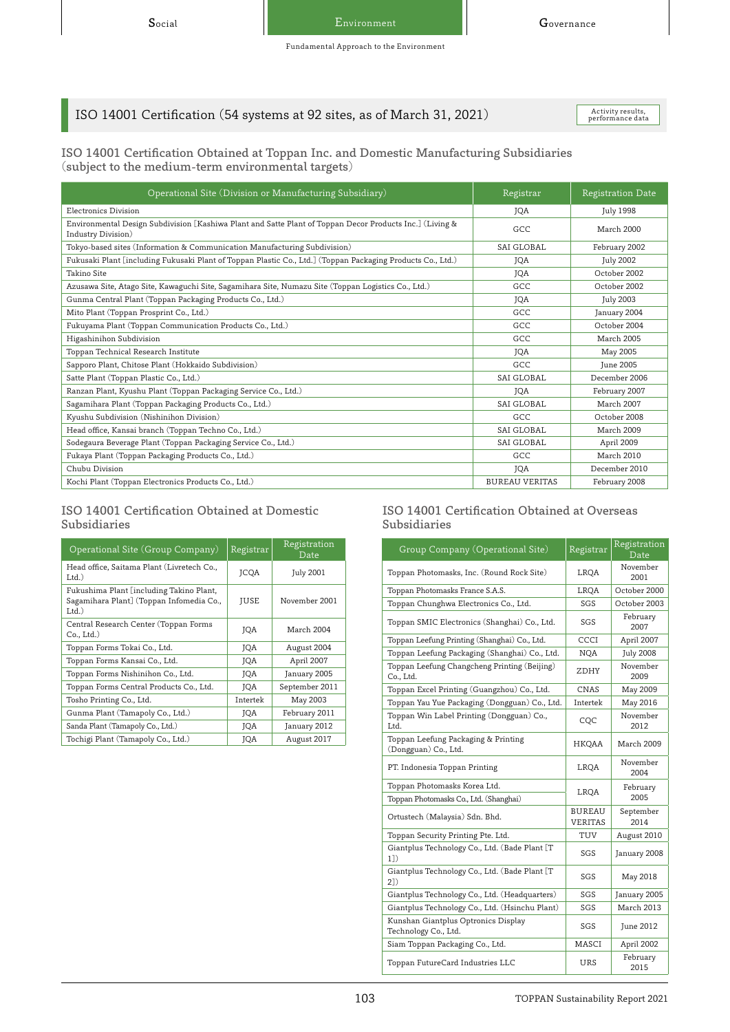## ISO 14001 Certification (54 systems at 92 sites, as of March 31, 2021)

Activity results, performance data

### ISO 14001 Certification Obtained at Toppan Inc. and Domestic Manufacturing Subsidiaries (subject to the medium-term environmental targets)

| Operational Site (Division or Manufacturing Subsidiary) | Registrar | Registration Date |
|---|---|---|
| Electronics Division | JQA | July 1998 |
| Environmental Design Subdivision [Kashiwa Plant and Satte Plant of Toppan Decor Products Inc.] (Living & Industry Division) | GCC | March 2000 |
| Tokyo-based sites (Information & Communication Manufacturing Subdivision) | SAI GLOBAL | February 2002 |
| Fukusaki Plant [including Fukusaki Plant of Toppan Plastic Co., Ltd.] (Toppan Packaging Products Co., Ltd.) | JQA | July 2002 |
| Takino Site | JQA | October 2002 |
| Azusawa Site, Atago Site, Kawaguchi Site, Sagamihara Site, Numazu Site (Toppan Logistics Co., Ltd.) | GCC | October 2002 |
| Gunma Central Plant (Toppan Packaging Products Co., Ltd.) | JQA | July 2003 |
| Mito Plant (Toppan Prosprint Co., Ltd.) | GCC | January 2004 |
| Fukuyama Plant (Toppan Communication Products Co., Ltd.) | GCC | October 2004 |
| Higashinihon Subdivision | GCC | March 2005 |
| Toppan Technical Research Institute | JQA | May 2005 |
| Sapporo Plant, Chitose Plant (Hokkaido Subdivision) | GCC | June 2005 |
| Satte Plant (Toppan Plastic Co., Ltd.) | SAI GLOBAL | December 2006 |
| Ranzan Plant, Kyushu Plant (Toppan Packaging Service Co., Ltd.) | JQA | February 2007 |
| Sagamihara Plant (Toppan Packaging Products Co., Ltd.) | SAI GLOBAL | March 2007 |
| Kyushu Subdivision (Nishinihon Division) | GCC | October 2008 |
| Head office, Kansai branch (Toppan Techno Co., Ltd.) | SAI GLOBAL | March 2009 |
| Sodegaura Beverage Plant (Toppan Packaging Service Co., Ltd.) | SAI GLOBAL | April 2009 |
| Fukaya Plant (Toppan Packaging Products Co., Ltd.) | GCC | March 2010 |
| Chubu Division | JQA | December 2010 |
| Kochi Plant (Toppan Electronics Products Co., Ltd.) | BUREAU VERITAS | February 2008 |

### ISO 14001 Certification Obtained at Domestic Subsidiaries

| Operational Site (Group Company) | Registrar | Registration Date |
|---|---|---|
| Head office, Saitama Plant (Livretech Co., Ltd.) | JCQA | July 2001 |
| Fukushima Plant [including Takino Plant, Sagamihara Plant] (Toppan Infomedia Co., Ltd.) | JUSE | November 2001 |
| Central Research Center (Toppan Forms Co., Ltd.) | JQA | March 2004 |
| Toppan Forms Tokai Co., Ltd. | JQA | August 2004 |
| Toppan Forms Kansai Co., Ltd. | JQA | April 2007 |
| Toppan Forms Nishinihon Co., Ltd. | JQA | January 2005 |
| Toppan Forms Central Products Co., Ltd. | JQA | September 2011 |
| Tosho Printing Co., Ltd. | Intertek | May 2003 |
| Gunma Plant (Tamapoly Co., Ltd.) | JQA | February 2011 |
| Sanda Plant (Tamapoly Co., Ltd.) | JQA | January 2012 |
| Tochigi Plant (Tamapoly Co., Ltd.) | JQA | August 2017 |

### ISO 14001 Certification Obtained at Overseas Subsidiaries

| Group Company (Operational Site) | Registrar | Registration Date |
|---|---|---|
| Toppan Photomasks, Inc. (Round Rock Site) | LRQA | November 2001 |
| Toppan Photomasks France S.A.S. | LRQA | October 2000 |
| Toppan Chunghwa Electronics Co., Ltd. | SGS | October 2003 |
| Toppan SMIC Electronics (Shanghai) Co., Ltd. | SGS | February 2007 |
| Toppan Leefung Printing (Shanghai) Co., Ltd. | CCCI | April 2007 |
| Toppan Leefung Packaging (Shanghai) Co., Ltd. | NQA | July 2008 |
| Toppan Leefung Changcheng Printing (Beijing) Co., Ltd. | ZDHY | November 2009 |
| Toppan Excel Printing (Guangzhou) Co., Ltd. | CNAS | May 2009 |
| Toppan Yau Yue Packaging (Dongguan) Co., Ltd. | Intertek | May 2016 |
| Toppan Win Label Printing (Dongguan) Co., Ltd. | CQC | November 2012 |
| Toppan Leefung Packaging & Printing (Dongguan) Co., Ltd. | HKQAA | March 2009 |
| PT. Indonesia Toppan Printing | LRQA | November 2004 |
| Toppan Photomasks Korea Ltd. | LRQA | February 2005 |
| Toppan Photomasks Co., Ltd. (Shanghai) | | |
| Ortustech (Malaysia) Sdn. Bhd. | BUREAU VERITAS | September 2014 |
| Toppan Security Printing Pte. Ltd. | TUV | August 2010 |
| Giantplus Technology Co., Ltd. (Bade Plant [T 1]) | SGS | January 2008 |
| Giantplus Technology Co., Ltd. (Bade Plant [T 2]) | SGS | May 2018 |
| Giantplus Technology Co., Ltd. (Headquarters) | SGS | January 2005 |
| Giantplus Technology Co., Ltd. (Hsinchu Plant) | SGS | March 2013 |
| Kunshan Giantplus Optronics Display Technology Co., Ltd. | SGS | June 2012 |
| Siam Toppan Packaging Co., Ltd. | MASCI | April 2002 |
| Toppan FutureCard Industries LLC | URS | February 2015 |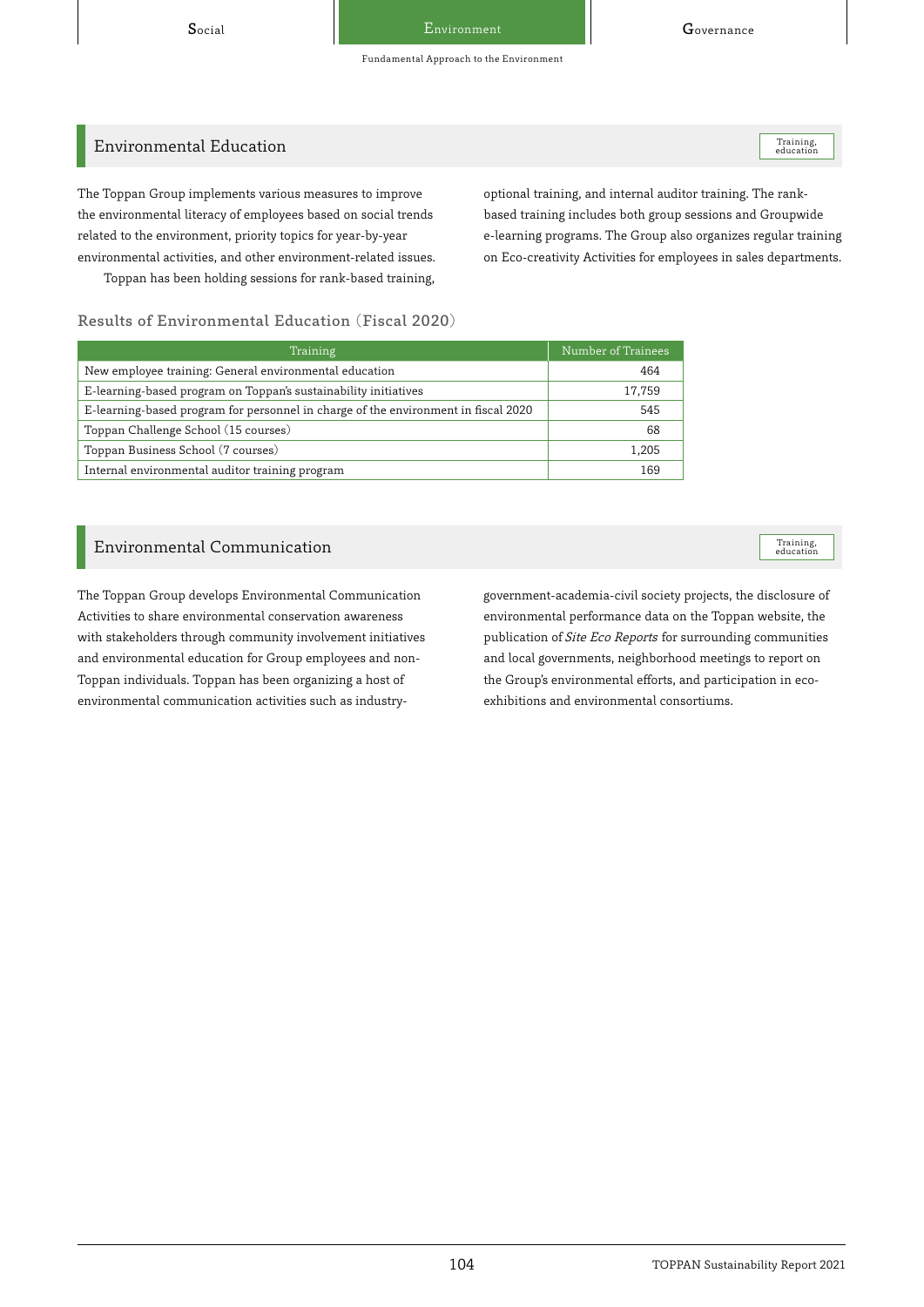## Environmental Education

Training, education

The Toppan Group implements various measures to improve the environmental literacy of employees based on social trends related to the environment, priority topics for year-by-year environmental activities, and other environment-related issues.

Toppan has been holding sessions for rank-based training, optional training, and internal auditor training. The rank-based training includes both group sessions and Groupwide e-learning programs. The Group also organizes regular training on Eco-creativity Activities for employees in sales departments.

### Results of Environmental Education (Fiscal 2020)

| Training | Number of Trainees |
|---|---|
| New employee training: General environmental education | 464 |
| E-learning-based program on Toppan's sustainability initiatives | 17,759 |
| E-learning-based program for personnel in charge of the environment in fiscal 2020 | 545 |
| Toppan Challenge School (15 courses) | 68 |
| Toppan Business School (7 courses) | 1,205 |
| Internal environmental auditor training program | 169 |

## Environmental Communication

Training, education

The Toppan Group develops Environmental Communication Activities to share environmental conservation awareness with stakeholders through community involvement initiatives and environmental education for Group employees and non-Toppan individuals. Toppan has been organizing a host of environmental communication activities such as industry-government-academia-civil society projects, the disclosure of environmental performance data on the Toppan website, the publication of *Site Eco Reports* for surrounding communities and local governments, neighborhood meetings to report on the Group's environmental efforts, and participation in eco-exhibitions and environmental consortiums.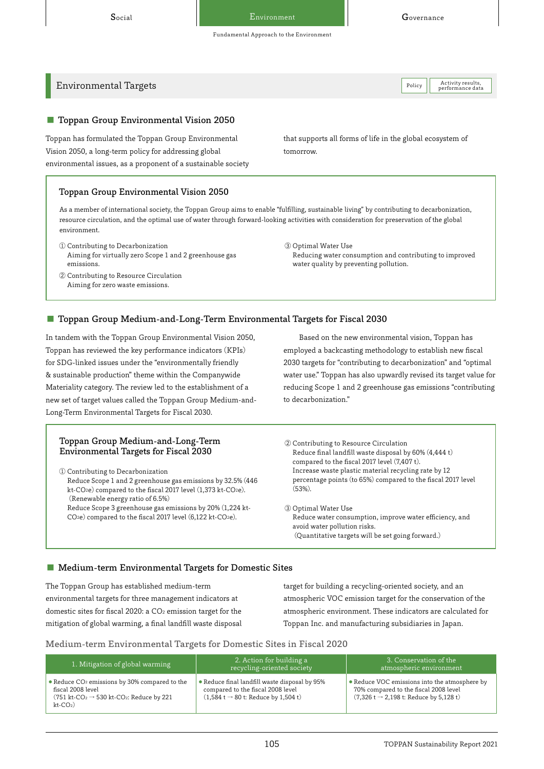## Environmental Targets

### Toppan Group Environmental Vision 2050

Toppan has formulated the Toppan Group Environmental Vision 2050, a long-term policy for addressing global environmental issues, as a proponent of a sustainable society that supports all forms of life in the global ecosystem of tomorrow.

**Toppan Group Environmental Vision 2050**

As a member of international society, the Toppan Group aims to enable "fulfilling, sustainable living" by contributing to decarbonization, resource circulation, and the optimal use of water through forward-looking activities with consideration for preservation of the global environment.

① Contributing to Decarbonization
Aiming for virtually zero Scope 1 and 2 greenhouse gas emissions.

② Contributing to Resource Circulation
Aiming for zero waste emissions.

③ Optimal Water Use
Reducing water consumption and contributing to improved water quality by preventing pollution.

### Toppan Group Medium-and-Long-Term Environmental Targets for Fiscal 2030

In tandem with the Toppan Group Environmental Vision 2050, Toppan has reviewed the key performance indicators (KPIs) for SDG-linked issues under the "environmentally friendly & sustainable production" theme within the Companywide Materiality category. The review led to the establishment of a new set of target values called the Toppan Group Medium-and-Long-Term Environmental Targets for Fiscal 2030.

Based on the new environmental vision, Toppan has employed a backcasting methodology to establish new fiscal 2030 targets for "contributing to decarbonization" and "optimal water use." Toppan has also upwardly revised its target value for reducing Scope 1 and 2 greenhouse gas emissions "contributing to decarbonization."

**Toppan Group Medium-and-Long-Term Environmental Targets for Fiscal 2030**

① Contributing to Decarbonization
Reduce Scope 1 and 2 greenhouse gas emissions by 32.5% (446 kt-$CO_2e$) compared to the fiscal 2017 level (1,373 kt-$CO_2e$).
(Renewable energy ratio of 6.5%)
Reduce Scope 3 greenhouse gas emissions by 20% (1,224 kt-$CO_2e$) compared to the fiscal 2017 level (6,122 kt-$CO_2e$).

② Contributing to Resource Circulation
Reduce final landfill waste disposal by 60% (4,444 t) compared to the fiscal 2017 level (7,407 t).
Increase waste plastic material recycling rate by 12 percentage points (to 65%) compared to the fiscal 2017 level (53%).

③ Optimal Water Use
Reduce water consumption, improve water efficiency, and avoid water pollution risks.
(Quantitative targets will be set going forward.)

### Medium-term Environmental Targets for Domestic Sites

The Toppan Group has established medium-term environmental targets for three management indicators at domestic sites for fiscal 2020: a $CO_2$ emission target for the mitigation of global warming, a final landfill waste disposal target for building a recycling-oriented society, and an atmospheric VOC emission target for the conservation of the atmospheric environment. These indicators are calculated for Toppan Inc. and manufacturing subsidiaries in Japan.

**Medium-term Environmental Targets for Domestic Sites in Fiscal 2020**

| 1. Mitigation of global warming | 2. Action for building a recycling-oriented society | 3. Conservation of the atmospheric environment |
|---|---|---|
| • Reduce $CO_2$ emissions by 30% compared to the fiscal 2008 level (751 kt-$CO_2$ → 530 kt-$CO_2$: Reduce by 221 kt-$CO_2$) | • Reduce final landfill waste disposal by 95% compared to the fiscal 2008 level (1,584 t → 80 t: Reduce by 1,504 t) | • Reduce VOC emissions into the atmosphere by 70% compared to the fiscal 2008 level (7,326 t → 2,198 t: Reduce by 5,128 t) |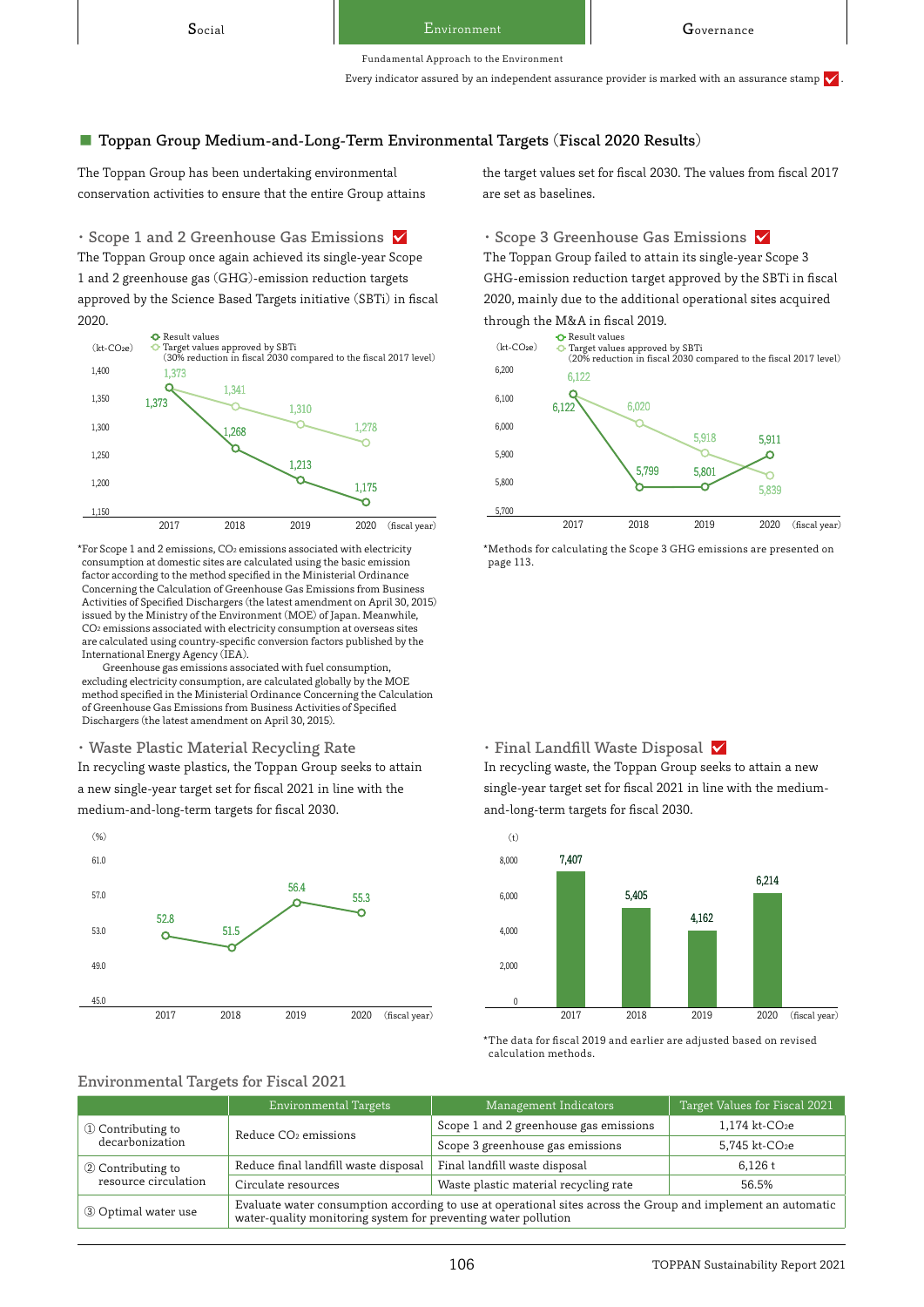Fundamental Approach to the Environment

Every indicator assured by an independent assurance provider is marked with an assurance stamp ✓.

## Toppan Group Medium-and-Long-Term Environmental Targets (Fiscal 2020 Results)

The Toppan Group has been undertaking environmental conservation activities to ensure that the entire Group attains the target values set for fiscal 2030. The values from fiscal 2017 are set as baselines.

### · Scope 1 and 2 Greenhouse Gas Emissions ✓

The Toppan Group once again achieved its single-year Scope 1 and 2 greenhouse gas (GHG)-emission reduction targets approved by the Science Based Targets initiative (SBTi) in fiscal 2020.

(kt-$CO_2$e)

| Fiscal year | Result values | Target values approved by SBTi (30% reduction in fiscal 2030 compared to the fiscal 2017 level) |
|---|---|---|
| 2017 | 1,373 | 1,373 |
| 2018 | 1,268 | 1,341 |
| 2019 | 1,213 | 1,310 |
| 2020 | 1,175 | 1,278 |

*For Scope 1 and 2 emissions, $CO_2$ emissions associated with electricity consumption at domestic sites are calculated using the basic emission factor according to the method specified in the Ministerial Ordinance Concerning the Calculation of Greenhouse Gas Emissions from Business Activities of Specified Dischargers (the latest amendment on April 30, 2015) issued by the Ministry of the Environment (MOE) of Japan. Meanwhile, $CO_2$ emissions associated with electricity consumption at overseas sites are calculated using country-specific conversion factors published by the International Energy Agency (IEA).
Greenhouse gas emissions associated with fuel consumption, excluding electricity consumption, are calculated globally by the MOE method specified in the Ministerial Ordinance Concerning the Calculation of Greenhouse Gas Emissions from Business Activities of Specified Dischargers (the latest amendment on April 30, 2015).

### · Scope 3 Greenhouse Gas Emissions ✓

The Toppan Group failed to attain its single-year Scope 3 GHG-emission reduction target approved by the SBTi in fiscal 2020, mainly due to the additional operational sites acquired through the M&A in fiscal 2019.

(kt-$CO_2$e)

| Fiscal year | Result values | Target values approved by SBTi (20% reduction in fiscal 2030 compared to the fiscal 2017 level) |
|---|---|---|
| 2017 | 6,122 | 6,122 |
| 2018 | 5,799 | 6,020 |
| 2019 | 5,801 | 5,918 |
| 2020 | 5,911 | 5,839 |

*Methods for calculating the Scope 3 GHG emissions are presented on page 113.

### · Waste Plastic Material Recycling Rate

In recycling waste plastics, the Toppan Group seeks to attain a new single-year target set for fiscal 2021 in line with the medium-and-long-term targets for fiscal 2030.

| Fiscal year | 2017 | 2018 | 2019 | 2020 |
|---|---|---|---|---|
| (%) | 52.8 | 51.5 | 56.4 | 55.3 |

### · Final Landfill Waste Disposal ✓

In recycling waste, the Toppan Group seeks to attain a new single-year target set for fiscal 2021 in line with the medium-and-long-term targets for fiscal 2030.

| Fiscal year | 2017 | 2018 | 2019 | 2020 |
|---|---|---|---|---|
| (t) | 7,407 | 5,405 | 4,162 | 6,214 |

*The data for fiscal 2019 and earlier are adjusted based on revised calculation methods.

### Environmental Targets for Fiscal 2021

| | Environmental Targets | Management Indicators | Target Values for Fiscal 2021 |
|---|---|---|---|
| ① Contributing to decarbonization | Reduce $CO_2$ emissions | Scope 1 and 2 greenhouse gas emissions | 1,174 kt-$CO_2$e |
| | | Scope 3 greenhouse gas emissions | 5,745 kt-$CO_2$e |
| ② Contributing to resource circulation | Reduce final landfill waste disposal | Final landfill waste disposal | 6,126 t |
| | Circulate resources | Waste plastic material recycling rate | 56.5% |
| ③ Optimal water use | Evaluate water consumption according to use at operational sites across the Group and implement an automatic water-quality monitoring system for preventing water pollution | | |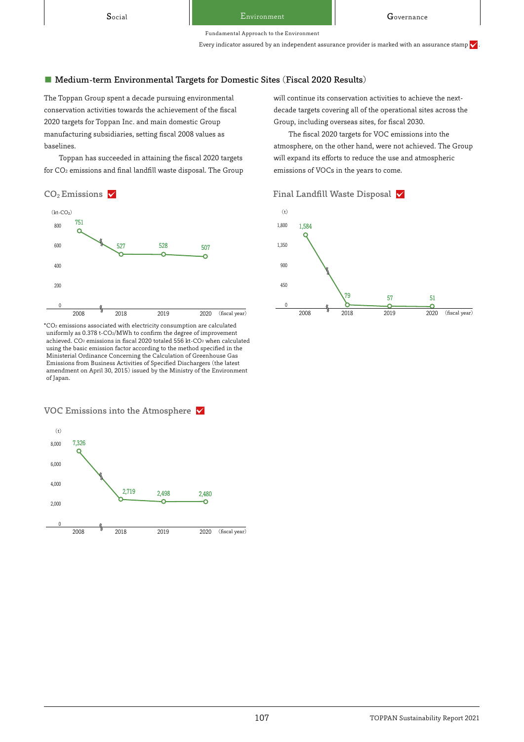## Medium-term Environmental Targets for Domestic Sites (Fiscal 2020 Results)

The Toppan Group spent a decade pursuing environmental conservation activities towards the achievement of the fiscal 2020 targets for Toppan Inc. and main domestic Group manufacturing subsidiaries, setting fiscal 2008 values as baselines.

Toppan has succeeded in attaining the fiscal 2020 targets for $CO_2$ emissions and final landfill waste disposal. The Group will continue its conservation activities to achieve the next-decade targets covering all of the operational sites across the Group, including overseas sites, for fiscal 2030.

The fiscal 2020 targets for VOC emissions into the atmosphere, on the other hand, were not achieved. The Group will expand its efforts to reduce the use and atmospheric emissions of VOCs in the years to come.

### $CO_2$ Emissions

(kt-$CO_2$)

| Fiscal year | 2008 | 2018 | 2019 | 2020 |
|---|---|---|---|---|
| $CO_2$ Emissions | 751 | 527 | 528 | 507 |

*$CO_2$ emissions associated with electricity consumption are calculated uniformly as 0.378 t-$CO_2$/MWh to confirm the degree of improvement achieved. $CO_2$ emissions in fiscal 2020 totaled 556 kt-$CO_2$ when calculated using the basic emission factor according to the method specified in the Ministerial Ordinance Concerning the Calculation of Greenhouse Gas Emissions from Business Activities of Specified Dischargers (the latest amendment on April 30, 2015) issued by the Ministry of the Environment of Japan.

### Final Landfill Waste Disposal

(t)

| Fiscal year | 2008 | 2018 | 2019 | 2020 |
|---|---|---|---|---|
| Final Landfill Waste Disposal | 1,584 | 79 | 57 | 51 |

### VOC Emissions into the Atmosphere

(t)

| Fiscal year | 2008 | 2018 | 2019 | 2020 |
|---|---|---|---|---|
| VOC Emissions | 7,326 | 2,719 | 2,498 | 2,480 |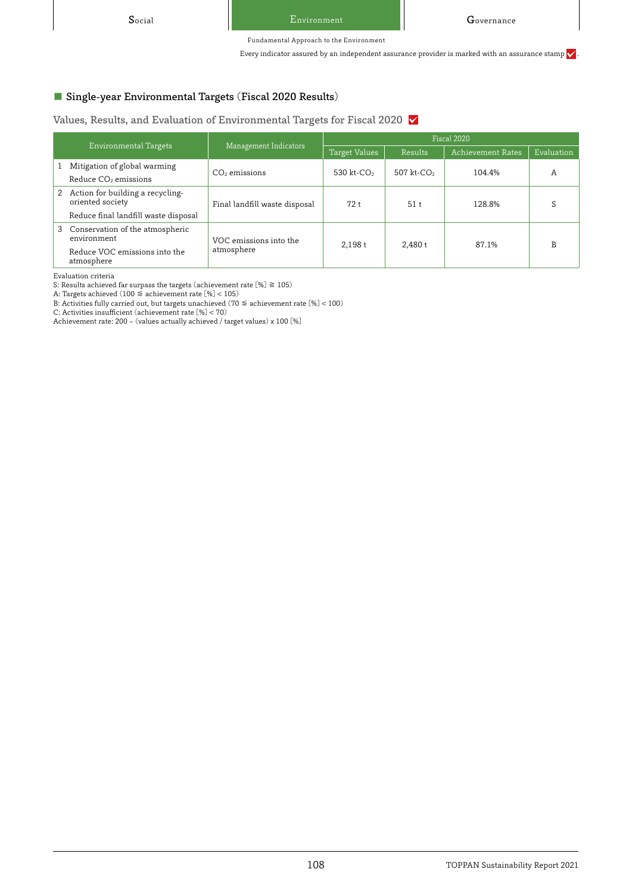## Single-year Environmental Targets (Fiscal 2020 Results)

### Values, Results, and Evaluation of Environmental Targets for Fiscal 2020

| Environmental Targets | Management Indicators | Fiscal 2020 | | | |
|---|---|---|---|---|---|
| | | Target Values | Results | Achievement Rates | Evaluation |
| 1 Mitigation of global warming<br>Reduce $CO_2$ emissions | $CO_2$ emissions | 530 kt-$CO_2$ | 507 kt-$CO_2$ | 104.4% | A |
| 2 Action for building a recycling-oriented society<br>Reduce final landfill waste disposal | Final landfill waste disposal | 72 t | 51 t | 128.8% | S |
| 3 Conservation of the atmospheric environment<br>Reduce VOC emissions into the atmosphere | VOC emissions into the atmosphere | 2,198 t | 2,480 t | 87.1% | B |

Evaluation criteria
S: Results achieved far surpass the targets (achievement rate [%] ≧ 105)
A: Targets achieved (100 ≦ achievement rate [%] < 105)
B: Activities fully carried out, but targets unachieved (70 ≦ achievement rate [%] < 100)
C: Activities insufficient (achievement rate [%] < 70)
Achievement rate: 200 – (values actually achieved / target values) x 100 [%]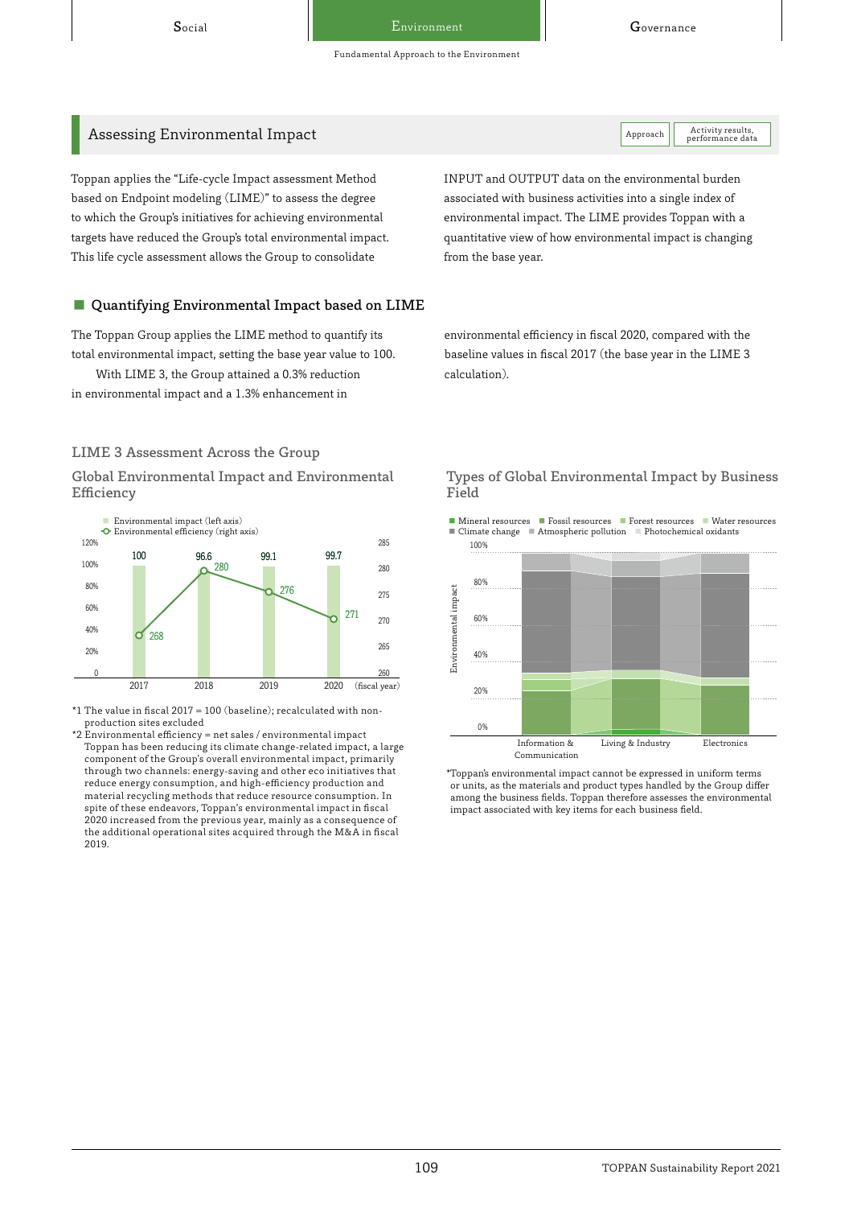## Assessing Environmental Impact

Approach | Activity results, performance data

Toppan applies the "Life-cycle Impact assessment Method based on Endpoint modeling (LIME)" to assess the degree to which the Group's initiatives for achieving environmental targets have reduced the Group's total environmental impact. This life cycle assessment allows the Group to consolidate INPUT and OUTPUT data on the environmental burden associated with business activities into a single index of environmental impact. The LIME provides Toppan with a quantitative view of how environmental impact is changing from the base year.

### Quantifying Environmental Impact based on LIME

The Toppan Group applies the LIME method to quantify its total environmental impact, setting the base year value to 100.

With LIME 3, the Group attained a 0.3% reduction in environmental impact and a 1.3% enhancement in environmental efficiency in fiscal 2020, compared with the baseline values in fiscal 2017 (the base year in the LIME 3 calculation).

#### LIME 3 Assessment Across the Group

**Global Environmental Impact and Environmental Efficiency**

Environmental impact (left axis)
Environmental efficiency (right axis)

120%
100%
80%
60%
40%
20%
0

285
280
275
270
265
260

100
96.6
99.1
99.7

268
280
276
271

2017
2018
2019
2020
(fiscal year)

*1 The value in fiscal 2017 = 100 (baseline); recalculated with non-production sites excluded
*2 Environmental efficiency = net sales / environmental impact
Toppan has been reducing its climate change-related impact, a large component of the Group's overall environmental impact, primarily through two channels: energy-saving and other eco initiatives that reduce energy consumption, and high-efficiency production and material recycling methods that reduce resource consumption. In spite of these endeavors, Toppan's environmental impact in fiscal 2020 increased from the previous year, mainly as a consequence of the additional operational sites acquired through the M&A in fiscal 2019.

**Types of Global Environmental Impact by Business Field**

Mineral resources
Fossil resources
Forest resources
Water resources
Climate change
Atmospheric pollution
Photochemical oxidants

Environmental impact

100%
80%
60%
40%
20%
0%

Information & Communication
Living & Industry
Electronics

*Toppan's environmental impact cannot be expressed in uniform terms or units, as the materials and product types handled by the Group differ among the business fields. Toppan therefore assesses the environmental impact associated with key items for each business field.